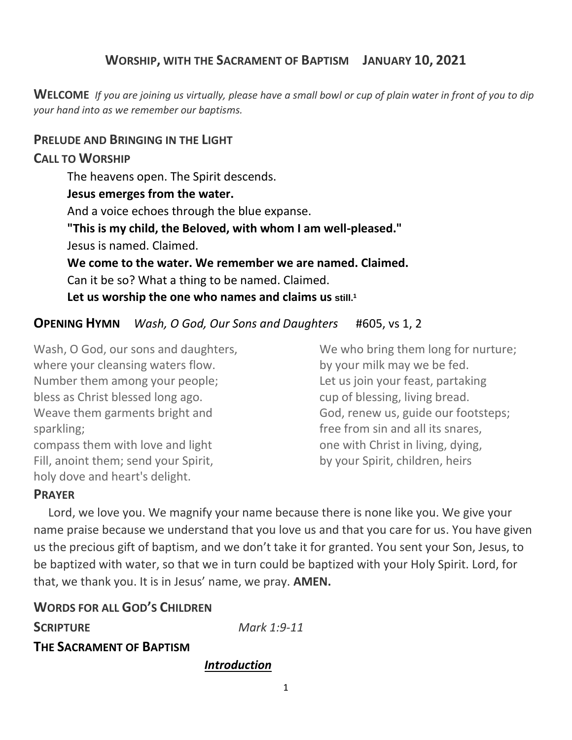# WORSHIP, WITH THE SACRAMENT OF BAPTISM  JANUARY 10, 2021

**WELCOME** *If you are joining us virtually, please have a small bowl or cup of plain water in front of you to dip your hand into as we remember our baptisms.*

**PRELUDE AND BRINGING IN THE LIGHT**

**CALL TO WORSHIP**

The heavens open. The Spirit descends.
**Jesus emerges from the water.**
And a voice echoes through the blue expanse.
**"This is my child, the Beloved, with whom I am well-pleased."**
Jesus is named. Claimed.
**We come to the water. We remember we are named. Claimed.**
Can it be so? What a thing to be named. Claimed.
**Let us worship the one who names and claims us still.**[1]

**OPENING HYMN** *Wash, O God, Our Sons and Daughters* #605, vs 1, 2

Wash, O God, our sons and daughters,
where your cleansing waters flow.
Number them among your people;
bless as Christ blessed long ago.
Weave them garments bright and sparkling;
compass them with love and light
Fill, anoint them; send your Spirit,
holy dove and heart's delight.

We who bring them long for nurture;
by your milk may we be fed.
Let us join your feast, partaking
cup of blessing, living bread.
God, renew us, guide our footsteps;
free from sin and all its snares,
one with Christ in living, dying,
by your Spirit, children, heirs

**PRAYER**

Lord, we love you. We magnify your name because there is none like you. We give your name praise because we understand that you love us and that you care for us. You have given us the precious gift of baptism, and we don't take it for granted. You sent your Son, Jesus, to be baptized with water, so that we in turn could be baptized with your Holy Spirit. Lord, for that, we thank you. It is in Jesus' name, we pray. **AMEN.**

**WORDS FOR ALL GOD'S CHILDREN**

**SCRIPTURE** *Mark 1:9-11*

**THE SACRAMENT OF BAPTISM**

***Introduction***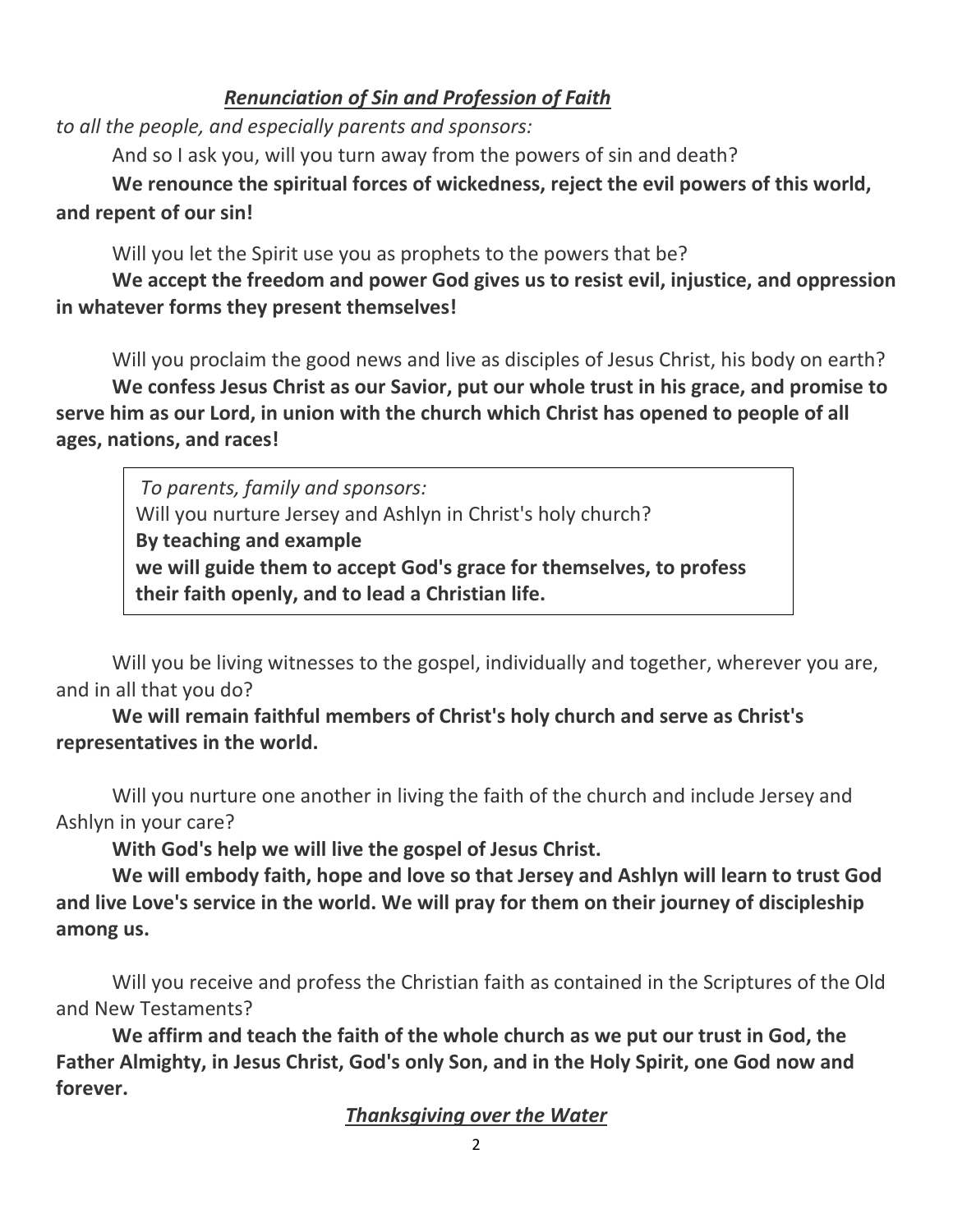### ***Renunciation of Sin and Profession of Faith***

*to all the people, and especially parents and sponsors:*

And so I ask you, will you turn away from the powers of sin and death?

**We renounce the spiritual forces of wickedness, reject the evil powers of this world, and repent of our sin!**

Will you let the Spirit use you as prophets to the powers that be?

**We accept the freedom and power God gives us to resist evil, injustice, and oppression in whatever forms they present themselves!**

Will you proclaim the good news and live as disciples of Jesus Christ, his body on earth?

**We confess Jesus Christ as our Savior, put our whole trust in his grace, and promise to serve him as our Lord, in union with the church which Christ has opened to people of all ages, nations, and races!**

> *To parents, family and sponsors:*
> Will you nurture Jersey and Ashlyn in Christ's holy church?
> **By teaching and example**
> **we will guide them to accept God's grace for themselves, to profess their faith openly, and to lead a Christian life.**

Will you be living witnesses to the gospel, individually and together, wherever you are, and in all that you do?

**We will remain faithful members of Christ's holy church and serve as Christ's representatives in the world.**

Will you nurture one another in living the faith of the church and include Jersey and Ashlyn in your care?

**With God's help we will live the gospel of Jesus Christ.**

**We will embody faith, hope and love so that Jersey and Ashlyn will learn to trust God and live Love's service in the world. We will pray for them on their journey of discipleship among us.**

Will you receive and profess the Christian faith as contained in the Scriptures of the Old and New Testaments?

**We affirm and teach the faith of the whole church as we put our trust in God, the Father Almighty, in Jesus Christ, God's only Son, and in the Holy Spirit, one God now and forever.**

### ***Thanksgiving over the Water***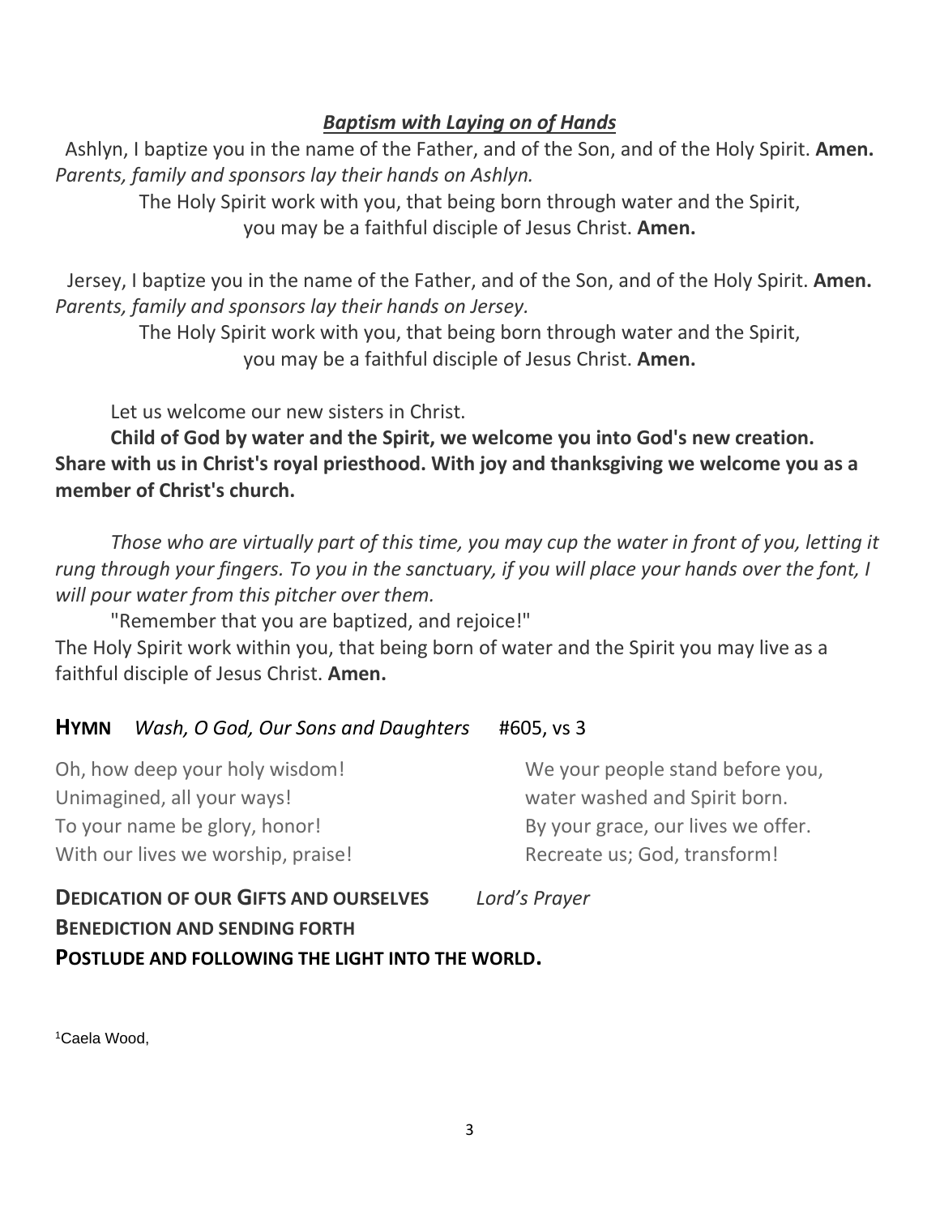***Baptism with Laying on of Hands***

Ashlyn, I baptize you in the name of the Father, and of the Son, and of the Holy Spirit. **Amen.**
*Parents, family and sponsors lay their hands on Ashlyn.*

The Holy Spirit work with you, that being born through water and the Spirit,
you may be a faithful disciple of Jesus Christ. **Amen.**

Jersey, I baptize you in the name of the Father, and of the Son, and of the Holy Spirit. **Amen.**
*Parents, family and sponsors lay their hands on Jersey.*

The Holy Spirit work with you, that being born through water and the Spirit,
you may be a faithful disciple of Jesus Christ. **Amen.**

Let us welcome our new sisters in Christ.

**Child of God by water and the Spirit, we welcome you into God's new creation. Share with us in Christ's royal priesthood. With joy and thanksgiving we welcome you as a member of Christ's church.**

*Those who are virtually part of this time, you may cup the water in front of you, letting it rung through your fingers. To you in the sanctuary, if you will place your hands over the font, I will pour water from this pitcher over them.*

"Remember that you are baptized, and rejoice!"
The Holy Spirit work within you, that being born of water and the Spirit you may live as a faithful disciple of Jesus Christ. **Amen.**

**HYMN** *Wash, O God, Our Sons and Daughters* #605, vs 3

Oh, how deep your holy wisdom!
Unimagined, all your ways!
To your name be glory, honor!
With our lives we worship, praise!

We your people stand before you,
water washed and Spirit born.
By your grace, our lives we offer.
Recreate us; God, transform!

**DEDICATION OF OUR GIFTS AND OURSELVES** *Lord's Prayer*

**BENEDICTION AND SENDING FORTH**

**POSTLUDE AND FOLLOWING THE LIGHT INTO THE WORLD.**

[1]Caela Wood,